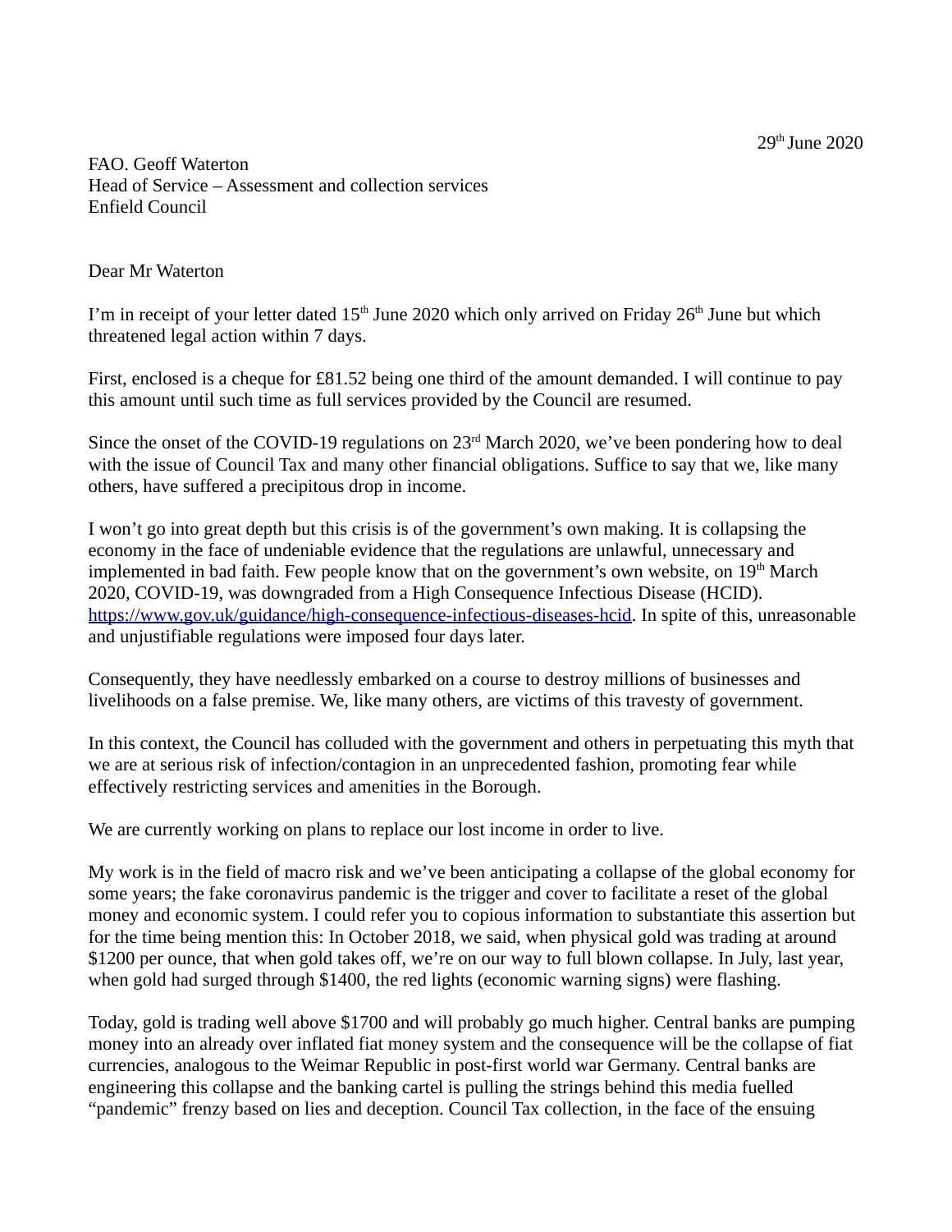29th June 2020

FAO. Geoff Waterton
Head of Service – Assessment and collection services
Enfield Council

Dear Mr Waterton

I'm in receipt of your letter dated 15th June 2020 which only arrived on Friday 26th June but which threatened legal action within 7 days.

First, enclosed is a cheque for £81.52 being one third of the amount demanded. I will continue to pay this amount until such time as full services provided by the Council are resumed.

Since the onset of the COVID-19 regulations on 23rd March 2020, we've been pondering how to deal with the issue of Council Tax and many other financial obligations. Suffice to say that we, like many others, have suffered a precipitous drop in income.

I won't go into great depth but this crisis is of the government's own making. It is collapsing the economy in the face of undeniable evidence that the regulations are unlawful, unnecessary and implemented in bad faith. Few people know that on the government's own website, on 19th March 2020, COVID-19, was downgraded from a High Consequence Infectious Disease (HCID). [https://www.gov.uk/guidance/high-consequence-infectious-diseases-hcid](https://www.gov.uk/guidance/high-consequence-infectious-diseases-hcid). In spite of this, unreasonable and unjustifiable regulations were imposed four days later.

Consequently, they have needlessly embarked on a course to destroy millions of businesses and livelihoods on a false premise. We, like many others, are victims of this travesty of government.

In this context, the Council has colluded with the government and others in perpetuating this myth that we are at serious risk of infection/contagion in an unprecedented fashion, promoting fear while effectively restricting services and amenities in the Borough.

We are currently working on plans to replace our lost income in order to live.

My work is in the field of macro risk and we've been anticipating a collapse of the global economy for some years; the fake coronavirus pandemic is the trigger and cover to facilitate a reset of the global money and economic system. I could refer you to copious information to substantiate this assertion but for the time being mention this: In October 2018, we said, when physical gold was trading at around $1200 per ounce, that when gold takes off, we're on our way to full blown collapse. In July, last year, when gold had surged through $1400, the red lights (economic warning signs) were flashing.

Today, gold is trading well above $1700 and will probably go much higher. Central banks are pumping money into an already over inflated fiat money system and the consequence will be the collapse of fiat currencies, analogous to the Weimar Republic in post-first world war Germany. Central banks are engineering this collapse and the banking cartel is pulling the strings behind this media fuelled "pandemic" frenzy based on lies and deception. Council Tax collection, in the face of the ensuing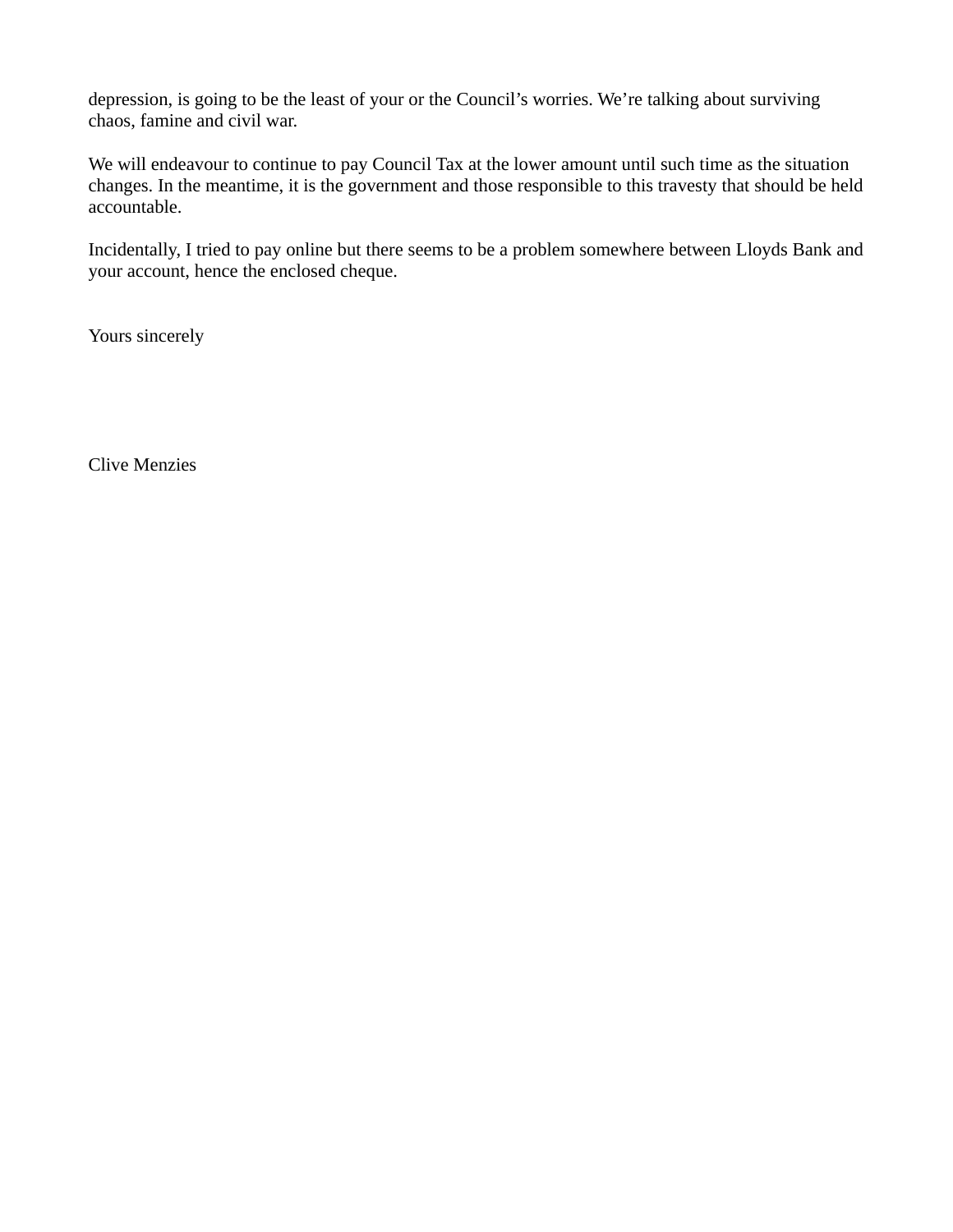depression, is going to be the least of your or the Council's worries. We're talking about surviving chaos, famine and civil war.

We will endeavour to continue to pay Council Tax at the lower amount until such time as the situation changes. In the meantime, it is the government and those responsible to this travesty that should be held accountable.

Incidentally, I tried to pay online but there seems to be a problem somewhere between Lloyds Bank and your account, hence the enclosed cheque.

Yours sincerely

Clive Menzies